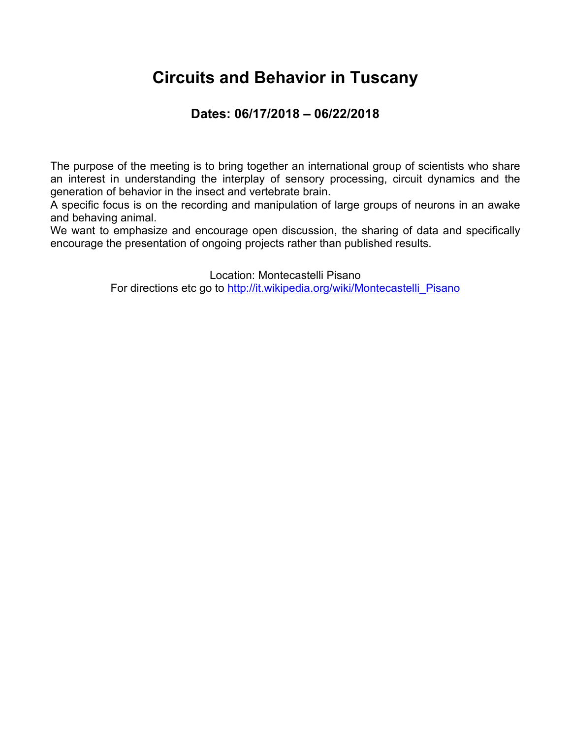# Circuits and Behavior in Tuscany

## Dates: 06/17/2018 – 06/22/2018

The purpose of the meeting is to bring together an international group of scientists who share an interest in understanding the interplay of sensory processing, circuit dynamics and the generation of behavior in the insect and vertebrate brain.

A specific focus is on the recording and manipulation of large groups of neurons in an awake and behaving animal.

We want to emphasize and encourage open discussion, the sharing of data and specifically encourage the presentation of ongoing projects rather than published results.

Location: Montecastelli Pisano

For directions etc go to [http://it.wikipedia.org/wiki/Montecastelli_Pisano](http://it.wikipedia.org/wiki/Montecastelli_Pisano)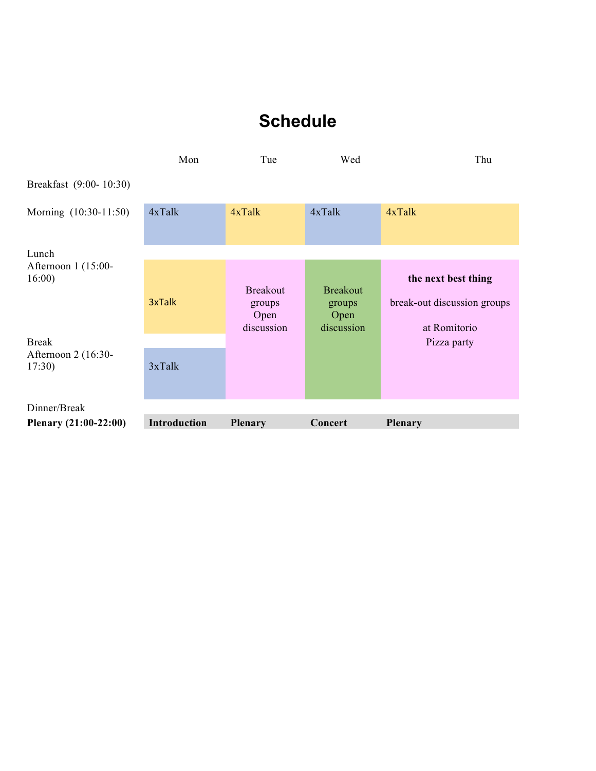# Schedule

| | Mon | Tue | Wed | Thu |
|---|---|---|---|---|
| Breakfast (9:00- 10:30) | | | | |
| Morning (10:30-11:50) | 4xTalk | 4xTalk | 4xTalk | 4xTalk |
| Lunch<br>Afternoon 1 (15:00-16:00) | 3xTalk | Breakout groups Open discussion | Breakout groups Open discussion | **the next best thing**<br>break-out discussion groups<br>at Romitorio<br>Pizza party |
| Break<br>Afternoon 2 (16:30-17:30) | 3xTalk | | | |
| Dinner/Break | | | | |
| **Plenary (21:00-22:00)** | **Introduction** | **Plenary** | **Concert** | **Plenary** |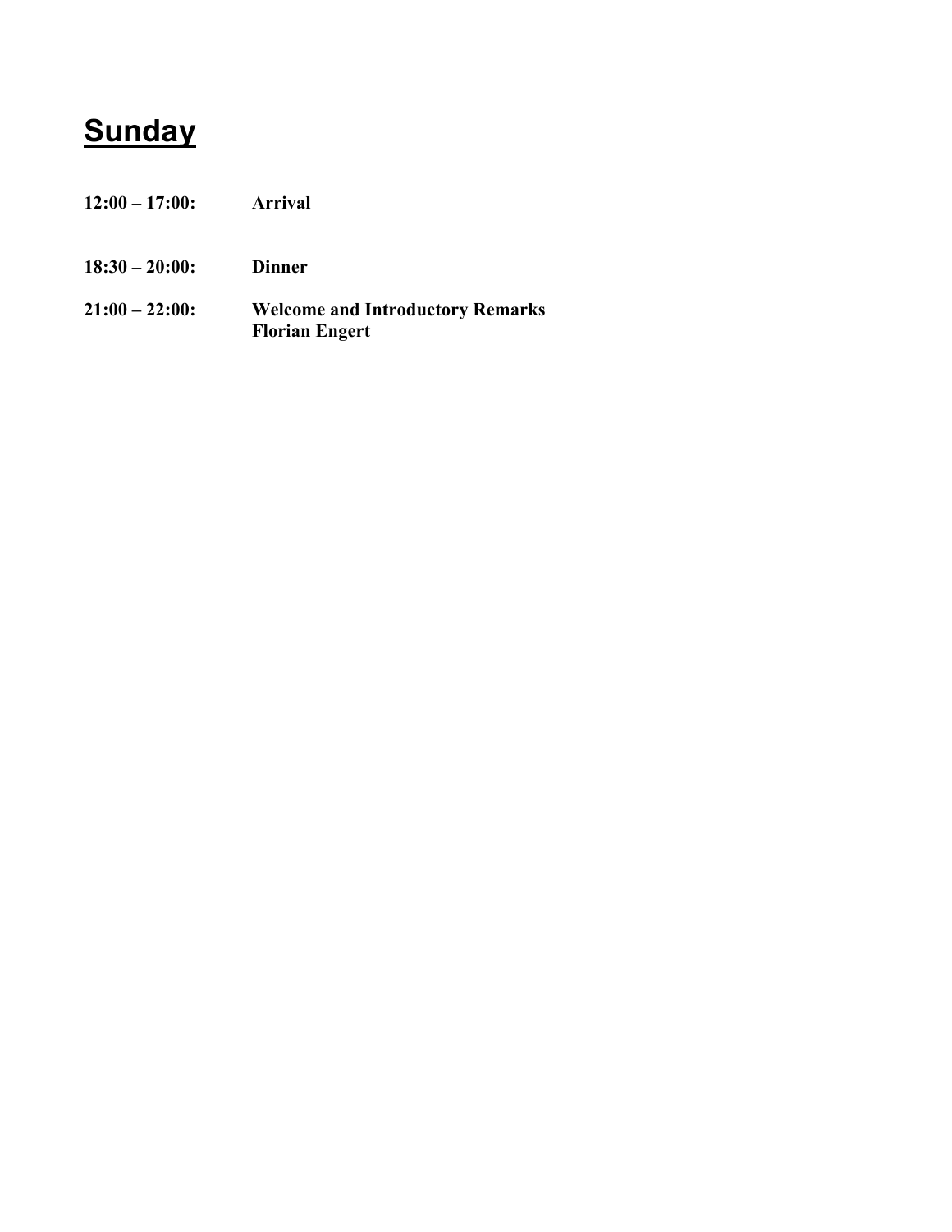# Sunday

**12:00 – 17:00:** **Arrival**

**18:30 – 20:00:** **Dinner**

**21:00 – 22:00:** **Welcome and Introductory Remarks**
**Florian Engert**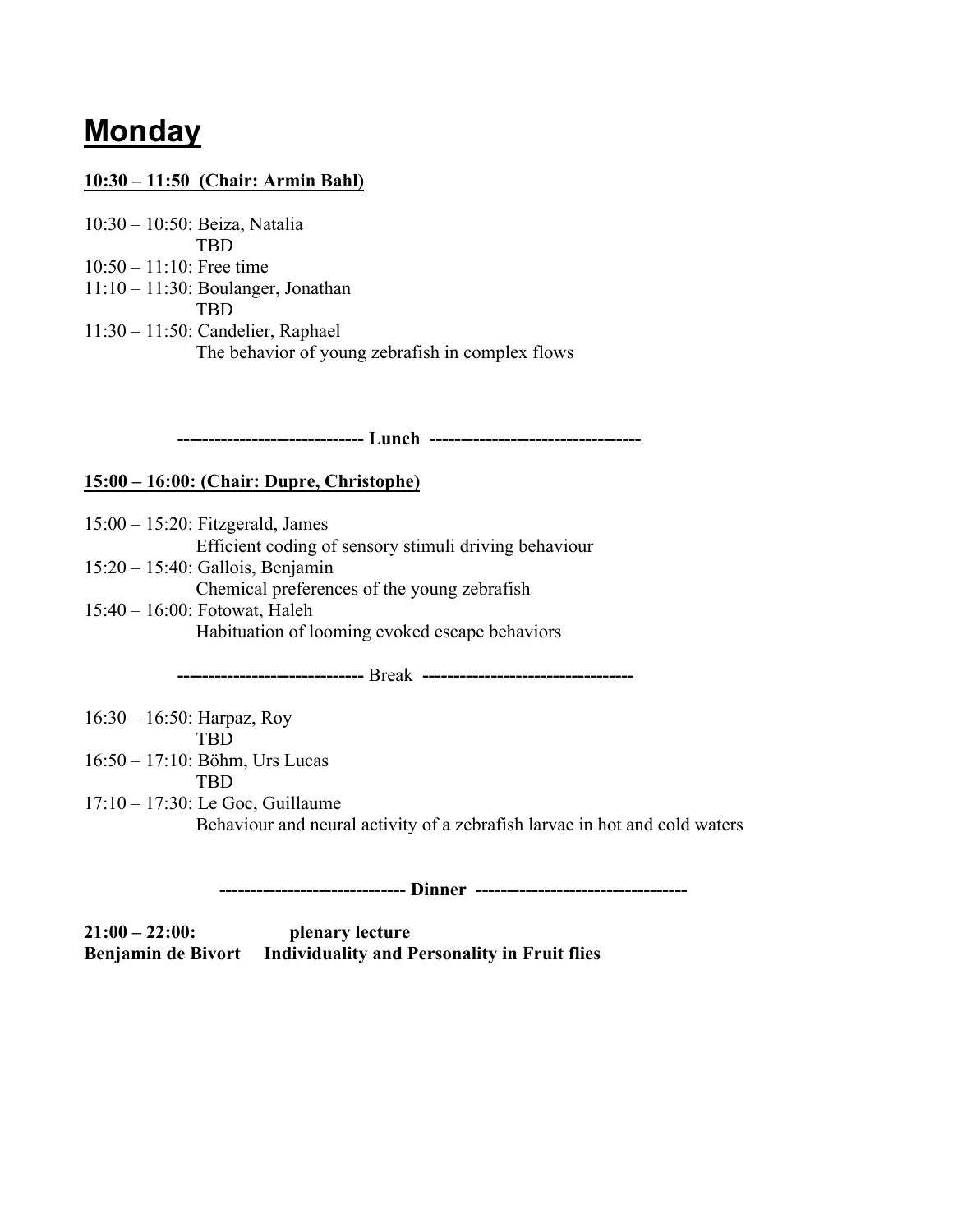# Monday

**10:30 – 11:50 (Chair: Armin Bahl)**

10:30 – 10:50: Beiza, Natalia
TBD

10:50 – 11:10: Free time

11:10 – 11:30: Boulanger, Jonathan
TBD

11:30 – 11:50: Candelier, Raphael
The behavior of young zebrafish in complex flows

**------------------------------ Lunch ----------------------------------**

**15:00 – 16:00: (Chair: Dupre, Christophe)**

15:00 – 15:20: Fitzgerald, James
Efficient coding of sensory stimuli driving behaviour

15:20 – 15:40: Gallois, Benjamin
Chemical preferences of the young zebrafish

15:40 – 16:00: Fotowat, Haleh
Habituation of looming evoked escape behaviors

------------------------------ Break ----------------------------------

16:30 – 16:50: Harpaz, Roy
TBD

16:50 – 17:10: Böhm, Urs Lucas
TBD

17:10 – 17:30: Le Goc, Guillaume
Behaviour and neural activity of a zebrafish larvae in hot and cold waters

**------------------------------ Dinner ----------------------------------**

**21:00 – 22:00: plenary lecture**
**Benjamin de Bivort Individuality and Personality in Fruit flies**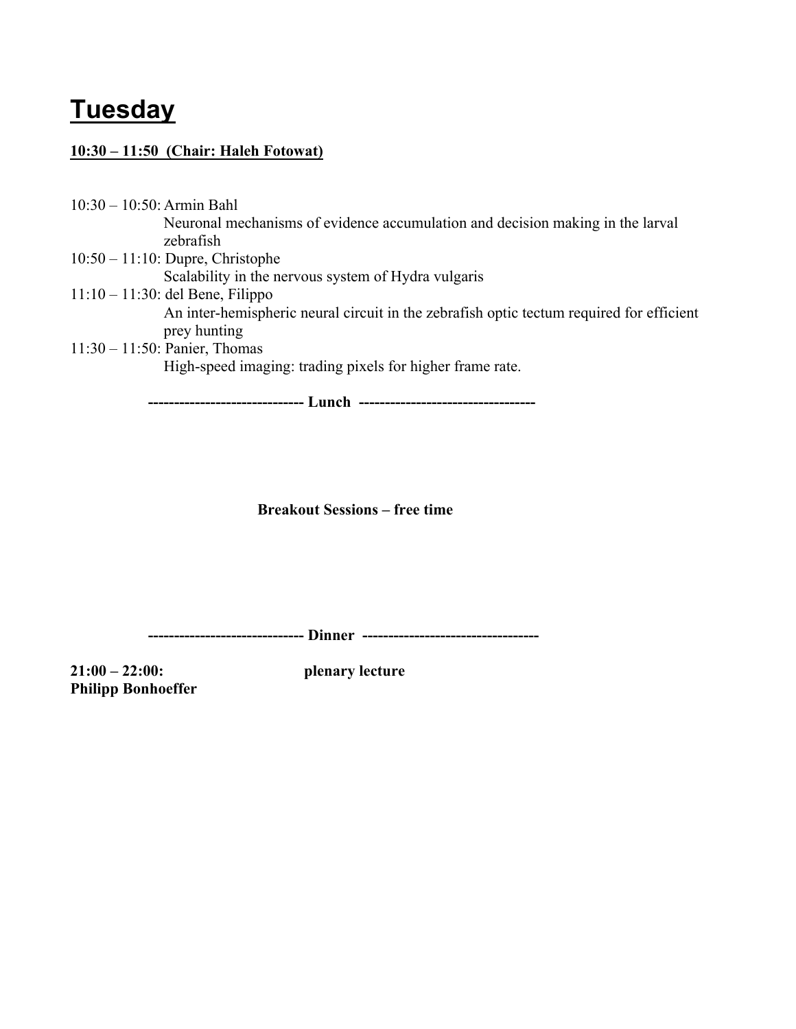# Tuesday

**10:30 – 11:50 (Chair: Haleh Fotowat)**

10:30 – 10:50: Armin Bahl
Neuronal mechanisms of evidence accumulation and decision making in the larval zebrafish

10:50 – 11:10: Dupre, Christophe
Scalability in the nervous system of Hydra vulgaris

11:10 – 11:30: del Bene, Filippo
An inter-hemispheric neural circuit in the zebrafish optic tectum required for efficient prey hunting

11:30 – 11:50: Panier, Thomas
High-speed imaging: trading pixels for higher frame rate.

**------------------------------ Lunch ----------------------------------**

**Breakout Sessions – free time**

**------------------------------ Dinner ----------------------------------**

**21:00 – 22:00:** **plenary lecture**
**Philipp Bonhoeffer**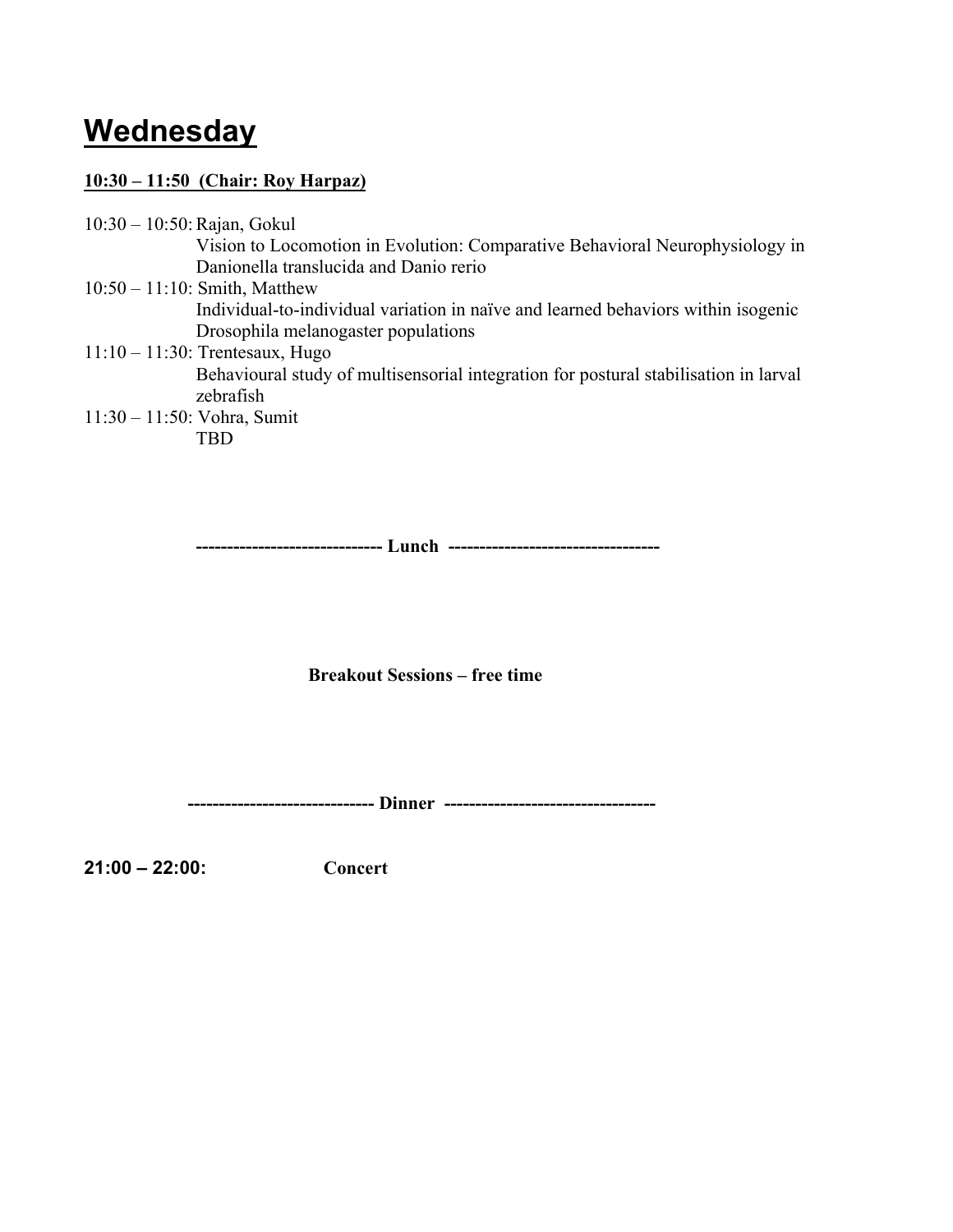# Wednesday

**10:30 – 11:50 (Chair: Roy Harpaz)**

10:30 – 10:50: Rajan, Gokul
Vision to Locomotion in Evolution: Comparative Behavioral Neurophysiology in Danionella translucida and Danio rerio

10:50 – 11:10: Smith, Matthew
Individual-to-individual variation in naïve and learned behaviors within isogenic Drosophila melanogaster populations

11:10 – 11:30: Trentesaux, Hugo
Behavioural study of multisensorial integration for postural stabilisation in larval zebrafish

11:30 – 11:50: Vohra, Sumit
TBD

**------------------------------ Lunch ----------------------------------**

**Breakout Sessions – free time**

**------------------------------ Dinner ----------------------------------**

**21:00 – 22:00:** **Concert**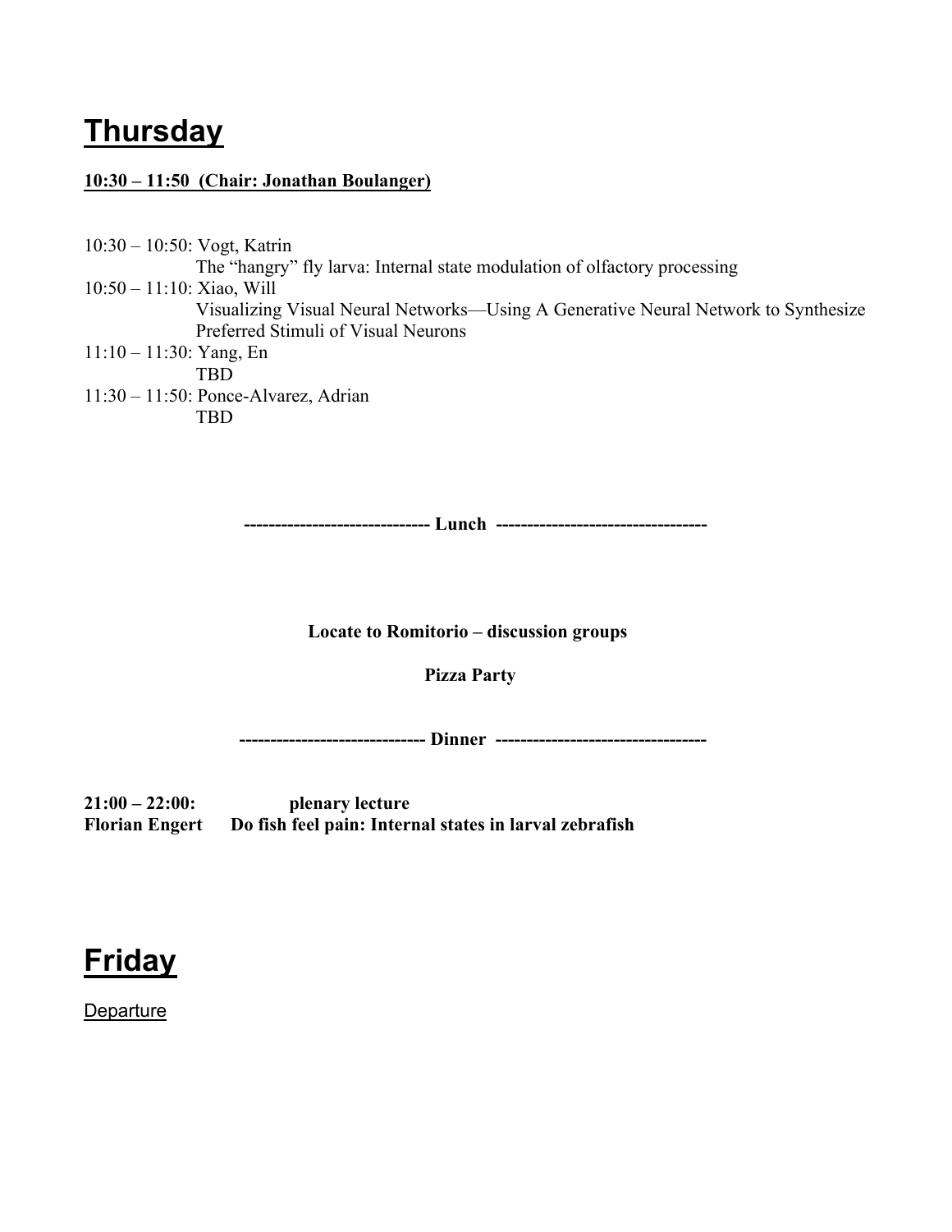# Thursday

**10:30 – 11:50 (Chair: Jonathan Boulanger)**

10:30 – 10:50: Vogt, Katrin
The "hangry" fly larva: Internal state modulation of olfactory processing

10:50 – 11:10: Xiao, Will
Visualizing Visual Neural Networks—Using A Generative Neural Network to Synthesize Preferred Stimuli of Visual Neurons

11:10 – 11:30: Yang, En
TBD

11:30 – 11:50: Ponce-Alvarez, Adrian
TBD

**------------------------------ Lunch ----------------------------------**

**Locate to Romitorio – discussion groups**

**Pizza Party**

**------------------------------ Dinner ----------------------------------**

**21:00 – 22:00: plenary lecture**
**Florian Engert Do fish feel pain: Internal states in larval zebrafish**

# Friday

Departure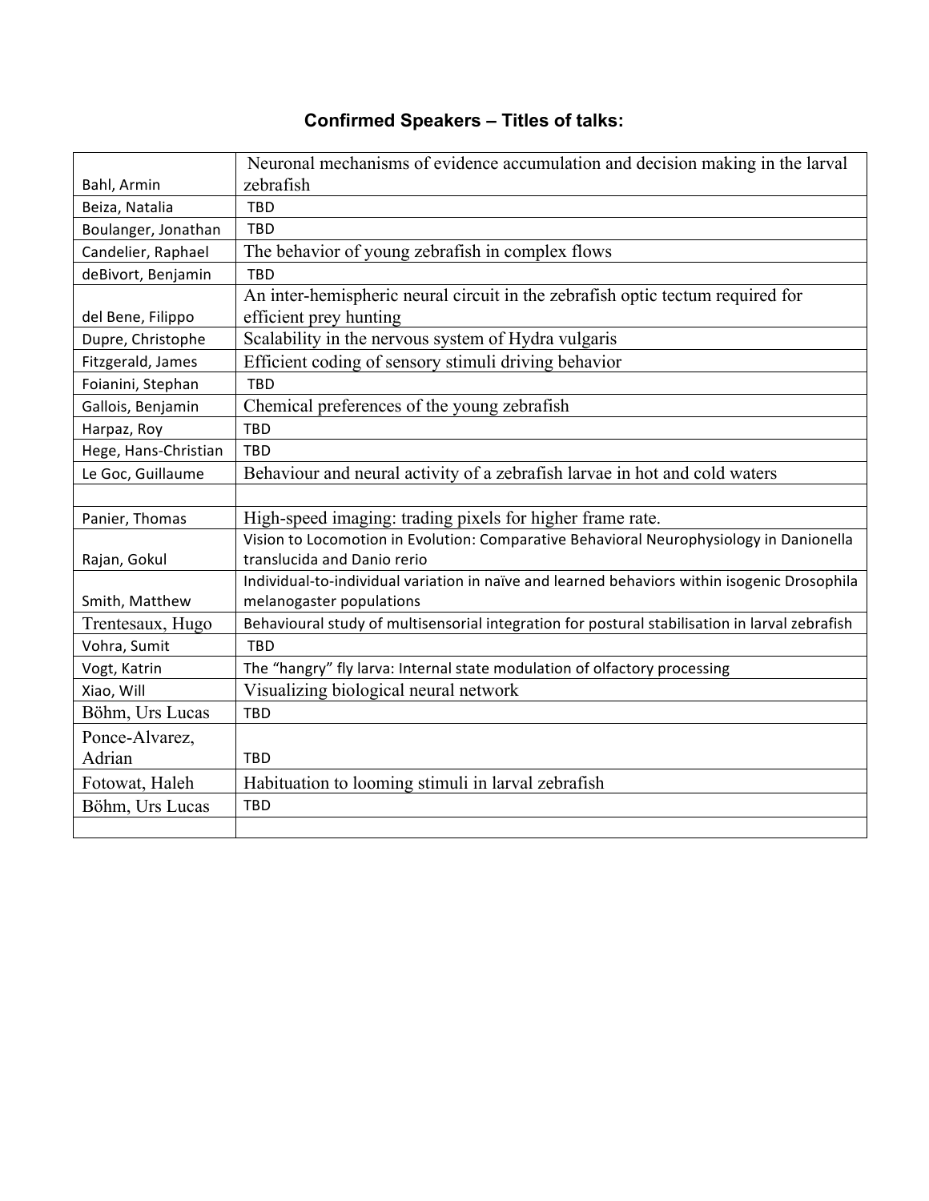### Confirmed Speakers – Titles of talks:

| | |
|---|---|
| Bahl, Armin | Neuronal mechanisms of evidence accumulation and decision making in the larval zebrafish |
| Beiza, Natalia | TBD |
| Boulanger, Jonathan | TBD |
| Candelier, Raphael | The behavior of young zebrafish in complex flows |
| deBivort, Benjamin | TBD |
| del Bene, Filippo | An inter-hemispheric neural circuit in the zebrafish optic tectum required for efficient prey hunting |
| Dupre, Christophe | Scalability in the nervous system of Hydra vulgaris |
| Fitzgerald, James | Efficient coding of sensory stimuli driving behavior |
| Foianini, Stephan | TBD |
| Gallois, Benjamin | Chemical preferences of the young zebrafish |
| Harpaz, Roy | TBD |
| Hege, Hans-Christian | TBD |
| Le Goc, Guillaume | Behaviour and neural activity of a zebrafish larvae in hot and cold waters |
| | |
| Panier, Thomas | High-speed imaging: trading pixels for higher frame rate. |
| Rajan, Gokul | Vision to Locomotion in Evolution: Comparative Behavioral Neurophysiology in Danionella translucida and Danio rerio |
| Smith, Matthew | Individual-to-individual variation in naïve and learned behaviors within isogenic Drosophila melanogaster populations |
| Trentesaux, Hugo | Behavioural study of multisensorial integration for postural stabilisation in larval zebrafish |
| Vohra, Sumit | TBD |
| Vogt, Katrin | The "hangry" fly larva: Internal state modulation of olfactory processing |
| Xiao, Will | Visualizing biological neural network |
| Böhm, Urs Lucas | TBD |
| Ponce-Alvarez, Adrian | TBD |
| Fotowat, Haleh | Habituation to looming stimuli in larval zebrafish |
| Böhm, Urs Lucas | TBD |
| | |